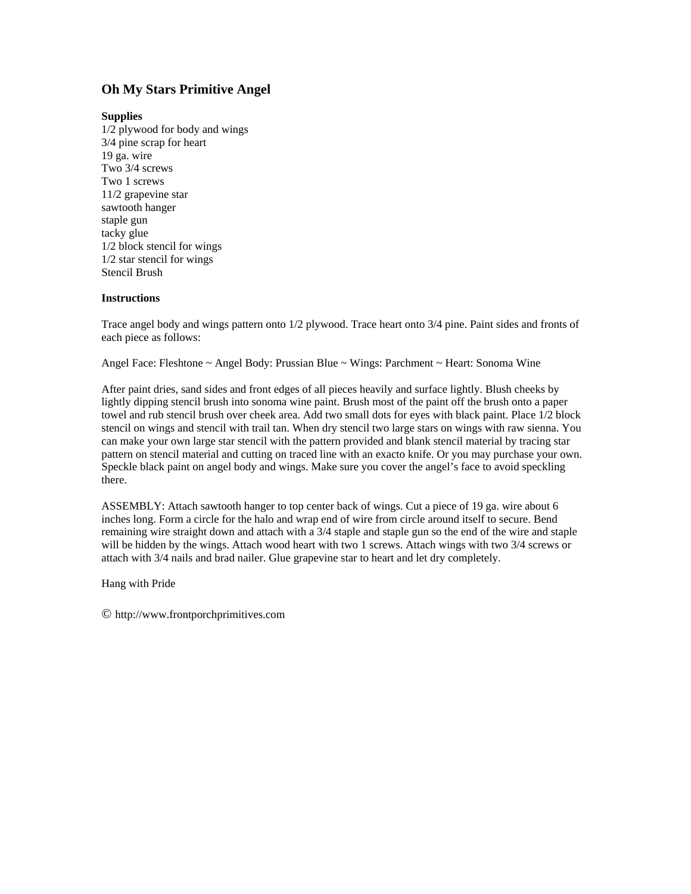# Oh My Stars Primitive Angel

**Supplies**

1/2 plywood for body and wings
3/4 pine scrap for heart
19 ga. wire
Two 3/4 screws
Two 1 screws
11/2 grapevine star
sawtooth hanger
staple gun
tacky glue
1/2 block stencil for wings
1/2 star stencil for wings
Stencil Brush

**Instructions**

Trace angel body and wings pattern onto 1/2 plywood. Trace heart onto 3/4 pine. Paint sides and fronts of each piece as follows:

Angel Face: Fleshtone ~ Angel Body: Prussian Blue ~ Wings: Parchment ~ Heart: Sonoma Wine

After paint dries, sand sides and front edges of all pieces heavily and surface lightly. Blush cheeks by lightly dipping stencil brush into sonoma wine paint. Brush most of the paint off the brush onto a paper towel and rub stencil brush over cheek area. Add two small dots for eyes with black paint. Place 1/2 block stencil on wings and stencil with trail tan. When dry stencil two large stars on wings with raw sienna. You can make your own large star stencil with the pattern provided and blank stencil material by tracing star pattern on stencil material and cutting on traced line with an exacto knife. Or you may purchase your own. Speckle black paint on angel body and wings. Make sure you cover the angel's face to avoid speckling there.

ASSEMBLY: Attach sawtooth hanger to top center back of wings. Cut a piece of 19 ga. wire about 6 inches long. Form a circle for the halo and wrap end of wire from circle around itself to secure. Bend remaining wire straight down and attach with a 3/4 staple and staple gun so the end of the wire and staple will be hidden by the wings. Attach wood heart with two 1 screws. Attach wings with two 3/4 screws or attach with 3/4 nails and brad nailer. Glue grapevine star to heart and let dry completely.

Hang with Pride

© http://www.frontporchprimitives.com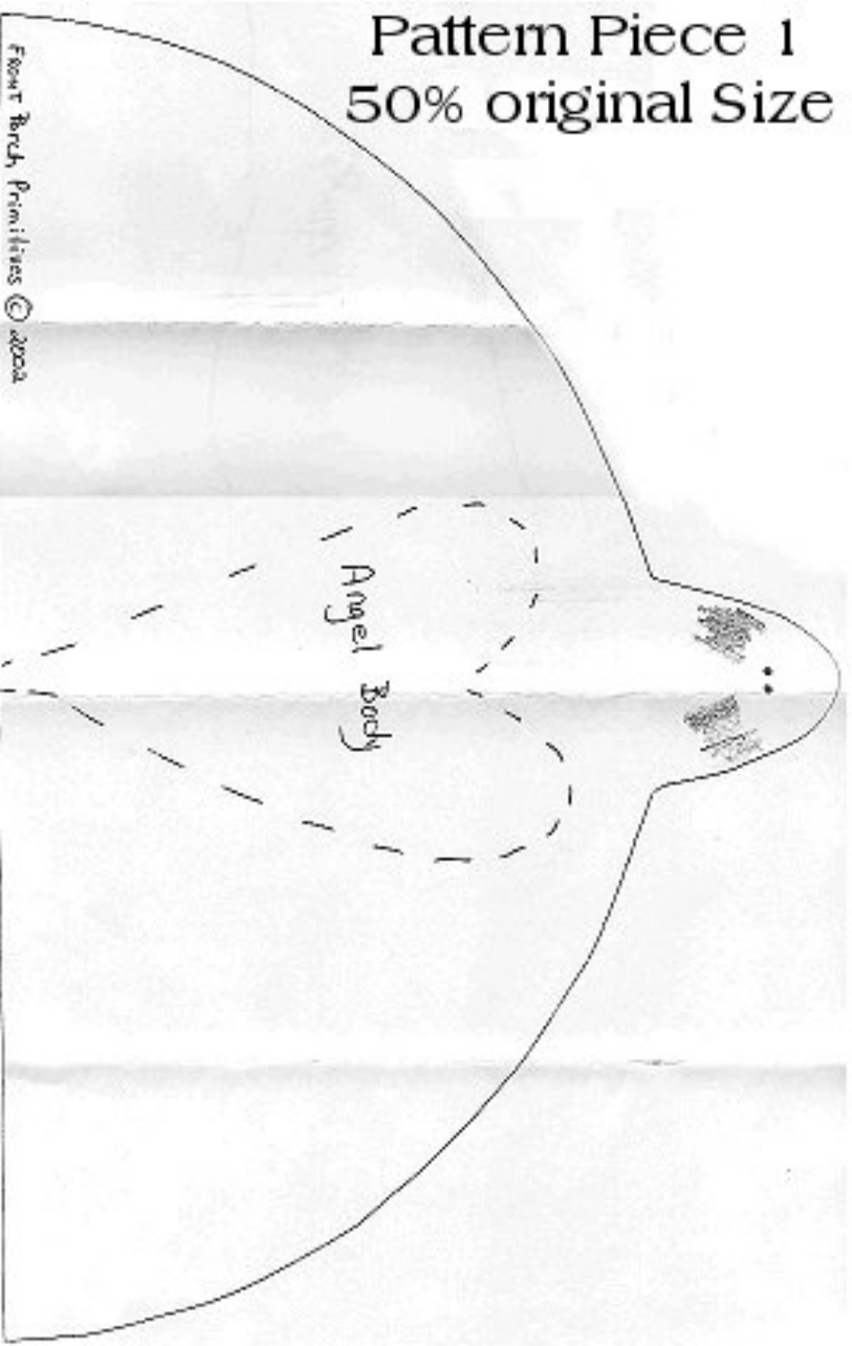# Pattern Piece 1
## 50% original Size

Angel Body

Front Porch Primitives © 2002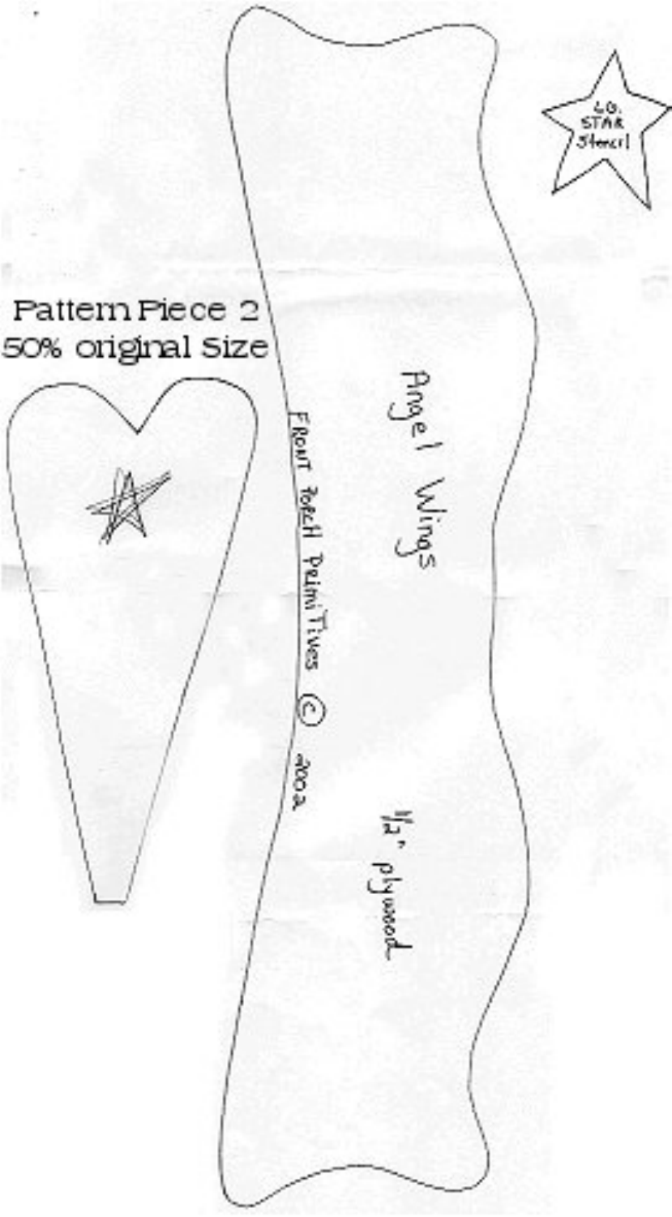Pattern Piece 2
50% original size

LG. STAR Stencil

Angel Wings

Front Porch Primitives © 2002

1/2" plywood